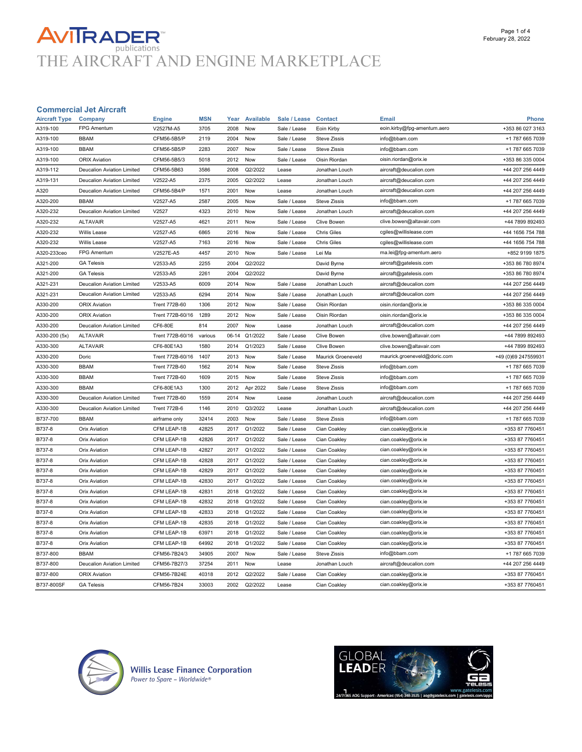AVITRADER publications
THE AIRCRAFT AND ENGINE MARKETPLACE

February 28, 2022

## Commercial Jet Aircraft

| Aircraft Type | Company | Engine | MSN | Year | Available | Sale / Lease | Contact | Email | Phone |
|---|---|---|---|---|---|---|---|---|---|
| A319-100 | FPG Amentum | V2527M-A5 | 3705 | 2008 | Now | Sale / Lease | Eoin Kirby | eoin.kirby@fpg-amentum.aero | +353 86 027 3163 |
| A319-100 | BBAM | CFM56-5B5/P | 2119 | 2004 | Now | Sale / Lease | Steve Zissis | info@bbam.com | +1 787 665 7039 |
| A319-100 | BBAM | CFM56-5B5/P | 2283 | 2007 | Now | Sale / Lease | Steve Zissis | info@bbam.com | +1 787 665 7039 |
| A319-100 | ORIX Aviation | CFM56-5B5/3 | 5018 | 2012 | Now | Sale / Lease | Oisin Riordan | oisin.riordan@orix.ie | +353 86 335 0004 |
| A319-112 | Deucalion Aviation Limited | CFM56-5B63 | 3586 | 2008 | Q2/2022 | Lease | Jonathan Louch | aircraft@deucalion.com | +44 207 256 4449 |
| A319-131 | Deucalion Aviation Limited | V2522-A5 | 2375 | 2005 | Q2/2022 | Lease | Jonathan Louch | aircraft@deucalion.com | +44 207 256 4449 |
| A320 | Deucalion Aviation Limited | CFM56-5B4/P | 1571 | 2001 | Now | Lease | Jonathan Louch | aircraft@deucalion.com | +44 207 256 4449 |
| A320-200 | BBAM | V2527-A5 | 2587 | 2005 | Now | Sale / Lease | Steve Zissis | info@bbam.com | +1 787 665 7039 |
| A320-232 | Deucalion Aviation Limited | V2527 | 4323 | 2010 | Now | Sale / Lease | Jonathan Louch | aircraft@deucalion.com | +44 207 256 4449 |
| A320-232 | ALTAVAIR | V2527-A5 | 4621 | 2011 | Now | Sale / Lease | Clive Bowen | clive.bowen@altavair.com | +44 7899 892493 |
| A320-232 | Willis Lease | V2527-A5 | 6865 | 2016 | Now | Sale / Lease | Chris Giles | cgiles@willislease.com | +44 1656 754 788 |
| A320-232 | Willis Lease | V2527-A5 | 7163 | 2016 | Now | Sale / Lease | Chris Giles | cgiles@willislease.com | +44 1656 754 788 |
| A320-233ceo | FPG Amentum | V2527E-A5 | 4457 | 2010 | Now | Sale / Lease | Lei Ma | ma.lei@fpg-amentum.aero | +852 9199 1875 |
| A321-200 | GA Telesis | V2533-A5 | 2255 | 2004 | Q2/2022 | | David Byrne | aircraft@gatelesis.com | +353 86 780 8974 |
| A321-200 | GA Telesis | V2533-A5 | 2261 | 2004 | Q2/2022 | | David Byrne | aircraft@gatelesis.com | +353 86 780 8974 |
| A321-231 | Deucalion Aviation Limited | V2533-A5 | 6009 | 2014 | Now | Sale / Lease | Jonathan Louch | aircraft@deucalion.com | +44 207 256 4449 |
| A321-231 | Deucalion Aviation Limited | V2533-A5 | 6294 | 2014 | Now | Sale / Lease | Jonathan Louch | aircraft@deucalion.com | +44 207 256 4449 |
| A330-200 | ORIX Aviation | Trent 772B-60 | 1306 | 2012 | Now | Sale / Lease | Oisin Riordan | oisin.riordan@orix.ie | +353 86 335 0004 |
| A330-200 | ORIX Aviation | Trent 772B-60/16 | 1289 | 2012 | Now | Sale / Lease | Oisin Riordan | oisin.riordan@orix.ie | +353 86 335 0004 |
| A330-200 | Deucalion Aviation Limited | CF6-80E | 814 | 2007 | Now | Lease | Jonathan Louch | aircraft@deucalion.com | +44 207 256 4449 |
| A330-200 (5x) | ALTAVAIR | Trent 772B-60/16 | various | 06-14 | Q1/2022 | Sale / Lease | Clive Bowen | clive.bowen@altavair.com | +44 7899 892493 |
| A330-300 | ALTAVAIR | CF6-80E1A3 | 1580 | 2014 | Q1/2023 | Sale / Lease | Clive Bowen | clive.bowen@altavair.com | +44 7899 892493 |
| A330-200 | Doric | Trent 772B-60/16 | 1407 | 2013 | Now | Sale / Lease | Maurick Groeneveld | maurick.groeneveld@doric.com | +49 (0)69 247559931 |
| A330-300 | BBAM | Trent 772B-60 | 1562 | 2014 | Now | Sale / Lease | Steve Zissis | info@bbam.com | +1 787 665 7039 |
| A330-300 | BBAM | Trent 772B-60 | 1609 | 2015 | Now | Sale / Lease | Steve Zissis | info@bbam.com | +1 787 665 7039 |
| A330-300 | BBAM | CF6-80E1A3 | 1300 | 2012 | Apr 2022 | Sale / Lease | Steve Zissis | info@bbam.com | +1 787 665 7039 |
| A330-300 | Deucalion Aviation Limited | Trent 772B-60 | 1559 | 2014 | Now | Lease | Jonathan Louch | aircraft@deucalion.com | +44 207 256 4449 |
| A330-300 | Deucalion Aviation Limited | Trent 772B-6 | 1146 | 2010 | Q3/2022 | Lease | Jonathan Louch | aircraft@deucalion.com | +44 207 256 4449 |
| B737-700 | BBAM | airframe only | 32414 | 2003 | Now | Sale / Lease | Steve Zissis | info@bbam.com | +1 787 665 7039 |
| B737-8 | Orix Aviation | CFM LEAP-1B | 42825 | 2017 | Q1/2022 | Sale / Lease | Cian Coakley | cian.coakley@orix.ie | +353 87 7760451 |
| B737-8 | Orix Aviation | CFM LEAP-1B | 42826 | 2017 | Q1/2022 | Sale / Lease | Cian Coakley | cian.coakley@orix.ie | +353 87 7760451 |
| B737-8 | Orix Aviation | CFM LEAP-1B | 42827 | 2017 | Q1/2022 | Sale / Lease | Cian Coakley | cian.coakley@orix.ie | +353 87 7760451 |
| B737-8 | Orix Aviation | CFM LEAP-1B | 42828 | 2017 | Q1/2022 | Sale / Lease | Cian Coakley | cian.coakley@orix.ie | +353 87 7760451 |
| B737-8 | Orix Aviation | CFM LEAP-1B | 42829 | 2017 | Q1/2022 | Sale / Lease | Cian Coakley | cian.coakley@orix.ie | +353 87 7760451 |
| B737-8 | Orix Aviation | CFM LEAP-1B | 42830 | 2017 | Q1/2022 | Sale / Lease | Cian Coakley | cian.coakley@orix.ie | +353 87 7760451 |
| B737-8 | Orix Aviation | CFM LEAP-1B | 42831 | 2018 | Q1/2022 | Sale / Lease | Cian Coakley | cian.coakley@orix.ie | +353 87 7760451 |
| B737-8 | Orix Aviation | CFM LEAP-1B | 42832 | 2018 | Q1/2022 | Sale / Lease | Cian Coakley | cian.coakley@orix.ie | +353 87 7760451 |
| B737-8 | Orix Aviation | CFM LEAP-1B | 42833 | 2018 | Q1/2022 | Sale / Lease | Cian Coakley | cian.coakley@orix.ie | +353 87 7760451 |
| B737-8 | Orix Aviation | CFM LEAP-1B | 42835 | 2018 | Q1/2022 | Sale / Lease | Cian Coakley | cian.coakley@orix.ie | +353 87 7760451 |
| B737-8 | Orix Aviation | CFM LEAP-1B | 63971 | 2018 | Q1/2022 | Sale / Lease | Cian Coakley | cian.coakley@orix.ie | +353 87 7760451 |
| B737-8 | Orix Aviation | CFM LEAP-1B | 64992 | 2018 | Q1/2022 | Sale / Lease | Cian Coakley | cian.coakley@orix.ie | +353 87 7760451 |
| B737-800 | BBAM | CFM56-7B24/3 | 34905 | 2007 | Now | Sale / Lease | Steve Zissis | info@bbam.com | +1 787 665 7039 |
| B737-800 | Deucalion Aviation Limited | CFM56-7B27/3 | 37254 | 2011 | Now | Lease | Jonathan Louch | aircraft@deucalion.com | +44 207 256 4449 |
| B737-800 | ORIX Aviation | CFM56-7B24E | 40318 | 2012 | Q2/2022 | Sale / Lease | Cian Coakley | cian.coakley@orix.ie | +353 87 7760451 |
| B737-800SF | GA Telesis | CFM56-7B24 | 33003 | 2002 | Q2/2022 | Lease | Cian Coakley | cian.coakley@orix.ie | +353 87 7760451 |

Willis Lease Finance Corporation
Power to Spare – Worldwide®

GLOBAL LEADER
GA Telesis
www.gatelesis.com
24/7/365 AOG Support - Americas: (954) 348-3535 | aog@gatelesis.com | gatelesis.com/apps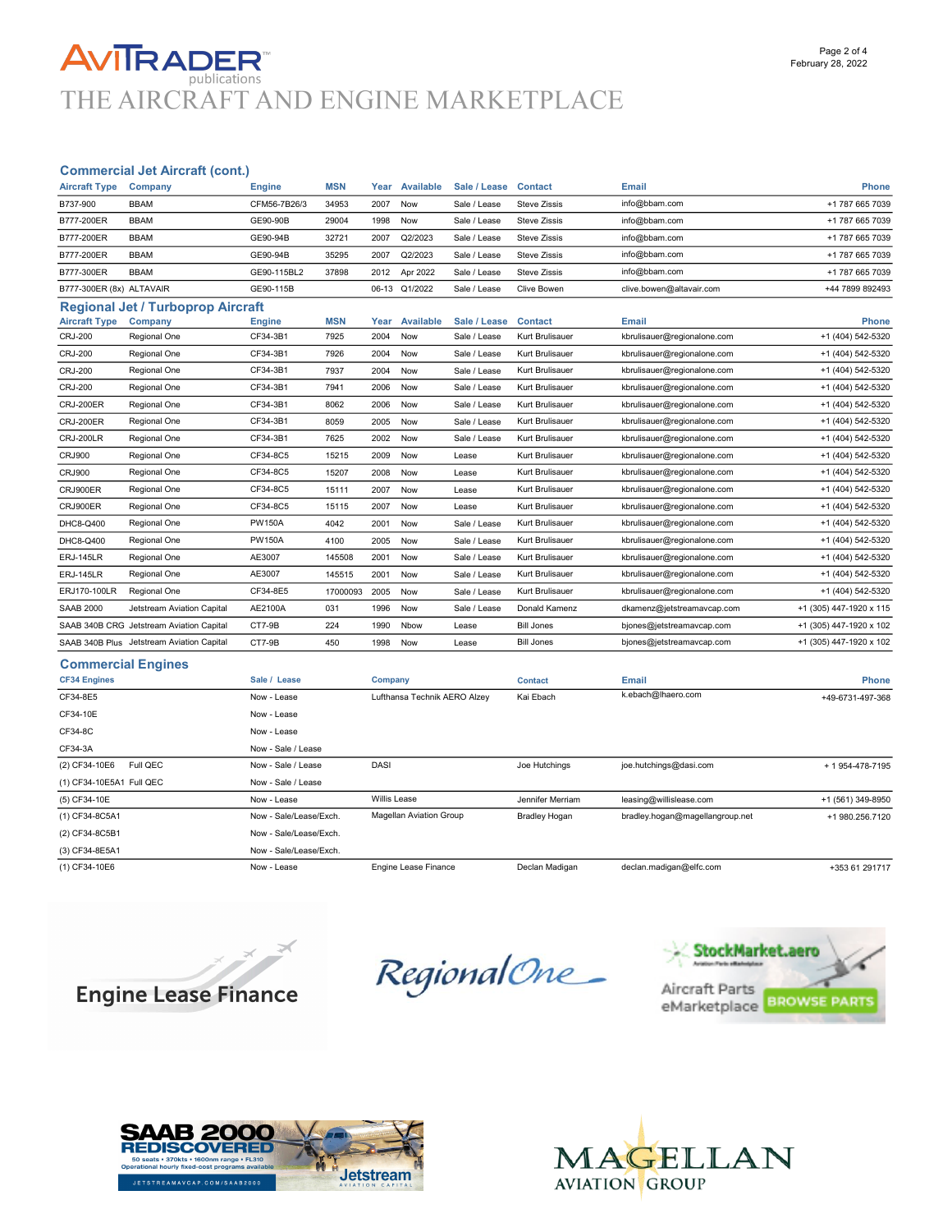# AVITRADER publications
## THE AIRCRAFT AND ENGINE MARKETPLACE

### Commercial Jet Aircraft (cont.)

| Aircraft Type | Company | Engine | MSN | Year | Available | Sale / Lease | Contact | Email | Phone |
|---|---|---|---|---|---|---|---|---|---|
| B737-900 | BBAM | CFM56-7B26/3 | 34953 | 2007 | Now | Sale / Lease | Steve Zissis | info@bbam.com | +1 787 665 7039 |
| B777-200ER | BBAM | GE90-90B | 29004 | 1998 | Now | Sale / Lease | Steve Zissis | info@bbam.com | +1 787 665 7039 |
| B777-200ER | BBAM | GE90-94B | 32721 | 2007 | Q2/2023 | Sale / Lease | Steve Zissis | info@bbam.com | +1 787 665 7039 |
| B777-200ER | BBAM | GE90-94B | 35295 | 2007 | Q2/2023 | Sale / Lease | Steve Zissis | info@bbam.com | +1 787 665 7039 |
| B777-300ER | BBAM | GE90-115BL2 | 37898 | 2012 | Apr 2022 | Sale / Lease | Steve Zissis | info@bbam.com | +1 787 665 7039 |
| B777-300ER (8x) | ALTAVAIR | GE90-115B | | 06-13 | Q1/2022 | Sale / Lease | Clive Bowen | clive.bowen@altavair.com | +44 7899 892493 |

### Regional Jet / Turboprop Aircraft

| Aircraft Type | Company | Engine | MSN | Year | Available | Sale / Lease | Contact | Email | Phone |
|---|---|---|---|---|---|---|---|---|---|
| CRJ-200 | Regional One | CF34-3B1 | 7925 | 2004 | Now | Sale / Lease | Kurt Brulisauer | kbrulisauer@regionalone.com | +1 (404) 542-5320 |
| CRJ-200 | Regional One | CF34-3B1 | 7926 | 2004 | Now | Sale / Lease | Kurt Brulisauer | kbrulisauer@regionalone.com | +1 (404) 542-5320 |
| CRJ-200 | Regional One | CF34-3B1 | 7937 | 2004 | Now | Sale / Lease | Kurt Brulisauer | kbrulisauer@regionalone.com | +1 (404) 542-5320 |
| CRJ-200 | Regional One | CF34-3B1 | 7941 | 2006 | Now | Sale / Lease | Kurt Brulisauer | kbrulisauer@regionalone.com | +1 (404) 542-5320 |
| CRJ-200ER | Regional One | CF34-3B1 | 8062 | 2006 | Now | Sale / Lease | Kurt Brulisauer | kbrulisauer@regionalone.com | +1 (404) 542-5320 |
| CRJ-200ER | Regional One | CF34-3B1 | 8059 | 2005 | Now | Sale / Lease | Kurt Brulisauer | kbrulisauer@regionalone.com | +1 (404) 542-5320 |
| CRJ-200LR | Regional One | CF34-3B1 | 7625 | 2002 | Now | Sale / Lease | Kurt Brulisauer | kbrulisauer@regionalone.com | +1 (404) 542-5320 |
| CRJ900 | Regional One | CF34-8C5 | 15215 | 2009 | Now | Lease | Kurt Brulisauer | kbrulisauer@regionalone.com | +1 (404) 542-5320 |
| CRJ900 | Regional One | CF34-8C5 | 15207 | 2008 | Now | Lease | Kurt Brulisauer | kbrulisauer@regionalone.com | +1 (404) 542-5320 |
| CRJ900ER | Regional One | CF34-8C5 | 15111 | 2007 | Now | Lease | Kurt Brulisauer | kbrulisauer@regionalone.com | +1 (404) 542-5320 |
| CRJ900ER | Regional One | CF34-8C5 | 15115 | 2007 | Now | Lease | Kurt Brulisauer | kbrulisauer@regionalone.com | +1 (404) 542-5320 |
| DHC8-Q400 | Regional One | PW150A | 4042 | 2001 | Now | Sale / Lease | Kurt Brulisauer | kbrulisauer@regionalone.com | +1 (404) 542-5320 |
| DHC8-Q400 | Regional One | PW150A | 4100 | 2005 | Now | Sale / Lease | Kurt Brulisauer | kbrulisauer@regionalone.com | +1 (404) 542-5320 |
| ERJ-145LR | Regional One | AE3007 | 145508 | 2001 | Now | Sale / Lease | Kurt Brulisauer | kbrulisauer@regionalone.com | +1 (404) 542-5320 |
| ERJ-145LR | Regional One | AE3007 | 145515 | 2001 | Now | Sale / Lease | Kurt Brulisauer | kbrulisauer@regionalone.com | +1 (404) 542-5320 |
| ERJ170-100LR | Regional One | CF34-8E5 | 17000093 | 2005 | Now | Sale / Lease | Kurt Brulisauer | kbrulisauer@regionalone.com | +1 (404) 542-5320 |
| SAAB 2000 | Jetstream Aviation Capital | AE2100A | 031 | 1996 | Now | Sale / Lease | Donald Kamenz | dkamenz@jetstreamavcap.com | +1 (305) 447-1920 x 115 |
| SAAB 340B CRG | Jetstream Aviation Capital | CT7-9B | 224 | 1990 | Nbow | Lease | Bill Jones | bjones@jetstreamavcap.com | +1 (305) 447-1920 x 102 |
| SAAB 340B Plus | Jetstream Aviation Capital | CT7-9B | 450 | 1998 | Now | Lease | Bill Jones | bjones@jetstreamavcap.com | +1 (305) 447-1920 x 102 |

### Commercial Engines

| CF34 Engines | Sale / Lease | Company | Contact | Email | Phone |
|---|---|---|---|---|---|
| CF34-8E5 | Now - Lease | Lufthansa Technik AERO Alzey | Kai Ebach | k.ebach@lhaero.com | +49-6731-497-368 |
| CF34-10E | Now - Lease | | | | |
| CF34-8C | Now - Lease | | | | |
| CF34-3A | Now - Sale / Lease | | | | |
| (2) CF34-10E6 Full QEC | Now - Sale / Lease | DASI | Joe Hutchings | joe.hutchings@dasi.com | + 1 954-478-7195 |
| (1) CF34-10E5A1 Full QEC | Now - Sale / Lease | | | | |
| (5) CF34-10E | Now - Lease | Willis Lease | Jennifer Merriam | leasing@willislease.com | +1 (561) 349-8950 |
| (1) CF34-8C5A1 | Now - Sale/Lease/Exch. | Magellan Aviation Group | Bradley Hogan | bradley.hogan@magellangroup.net | +1 980.256.7120 |
| (2) CF34-8C5B1 | Now - Sale/Lease/Exch. | | | | |
| (3) CF34-8E5A1 | Now - Sale/Lease/Exch. | | | | |
| (1) CF34-10E6 | Now - Lease | Engine Lease Finance | Declan Madigan | declan.madigan@elfc.com | +353 61 291717 |

Engine Lease Finance

RegionalOne

StockMarket.aero — Aircraft Parts eMarketplace — BROWSE PARTS

SAAB 2000 REDISCOVERED — 50 seats • 370kts • 1600nm range • FL310 — Operational hourly fixed-cost programs available — JETSTREAMAVCAP.COM/SAAB2000 — Jetstream Aviation Capital

MAGELLAN AVIATION GROUP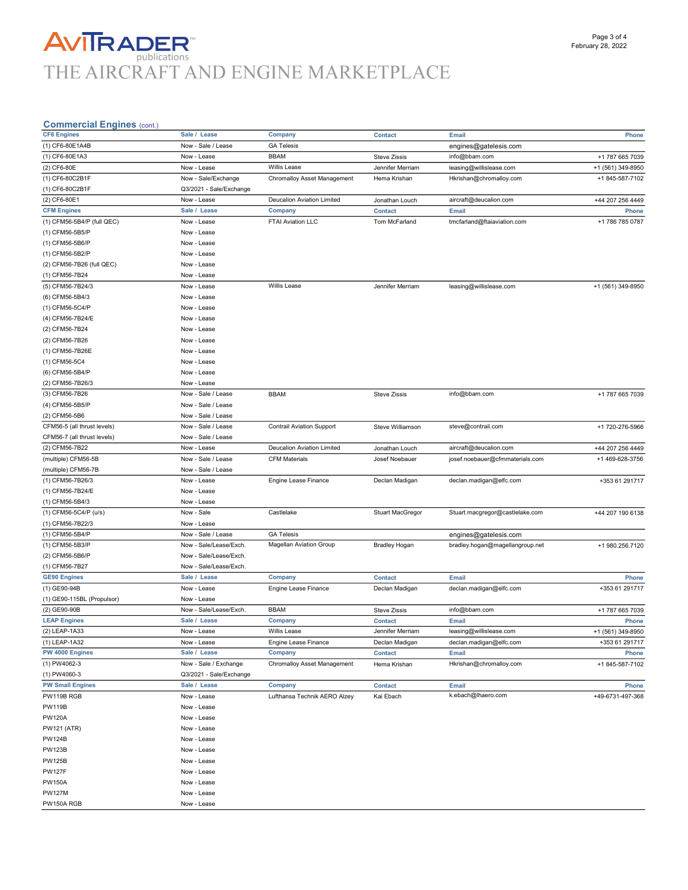## Commercial Engines (cont.)

| CF6 Engines | Sale / Lease | Company | Contact | Email | Phone |
|---|---|---|---|---|---|
| (1) CF6-80E1A4B | Now - Sale / Lease | GA Telesis | | engines@gatelesis.com | |
| (1) CF6-80E1A3 | Now - Lease | BBAM | Steve Zissis | info@bbam.com | +1 787 665 7039 |
| (2) CF6-80E | Now - Lease | Willis Lease | Jennifer Merriam | leasing@willislease.com | +1 (561) 349-8950 |
| (1) CF6-80C2B1F | Now - Sale/Exchange | Chromalloy Asset Management | Hema Krishan | Hkrishan@chromalloy.com | +1 845-587-7102 |
| (1) CF6-80C2B1F | Q3/2021 - Sale/Exchange | | | | |
| (2) CF6-80E1 | Now - Lease | Deucalion Aviation Limited | Jonathan Louch | aircraft@deucalion.com | +44 207 256 4449 |
| **CFM Engines** | **Sale / Lease** | **Company** | **Contact** | **Email** | **Phone** |
| (1) CFM56-5B4/P (full QEC) | Now - Lease | FTAI Aviation LLC | Tom McFarland | tmcfarland@ftaiaviation.com | +1 786 785 0787 |
| (1) CFM56-5B5/P | Now - Lease | | | | |
| (1) CFM56-5B6/P | Now - Lease | | | | |
| (1) CFM56-5B2/P | Now - Lease | | | | |
| (2) CFM56-7B26 (full QEC) | Now - Lease | | | | |
| (1) CFM56-7B24 | Now - Lease | | | | |
| (5) CFM56-7B24/3 | Now - Lease | Willis Lease | Jennifer Merriam | leasing@willislease.com | +1 (561) 349-8950 |
| (6) CFM56-5B4/3 | Now - Lease | | | | |
| (1) CFM56-5C4/P | Now - Lease | | | | |
| (4) CFM56-7B24/E | Now - Lease | | | | |
| (2) CFM56-7B24 | Now - Lease | | | | |
| (2) CFM56-7B26 | Now - Lease | | | | |
| (1) CFM56-7B26E | Now - Lease | | | | |
| (1) CFM56-5C4 | Now - Lease | | | | |
| (6) CFM56-5B4/P | Now - Lease | | | | |
| (2) CFM56-7B26/3 | Now - Lease | | | | |
| (3) CFM56-7B26 | Now - Sale / Lease | BBAM | Steve Zissis | info@bbam.com | +1 787 665 7039 |
| (4) CFM56-5B5/P | Now - Sale / Lease | | | | |
| (2) CFM56-5B6 | Now - Sale / Lease | | | | |
| CFM56-5 (all thrust levels) | Now - Sale / Lease | Contrail Aviation Support | Steve Williamson | steve@contrail.com | +1 720-276-5966 |
| CFM56-7 (all thrust levels) | Now - Sale / Lease | | | | |
| (2) CFM56-7B22 | Now - Lease | Deucalion Aviation Limited | Jonathan Louch | aircraft@deucalion.com | +44 207 256 4449 |
| (multiple) CFM56-5B | Now - Sale / Lease | CFM Materials | Josef Noebauer | josef.noebauer@cfmmaterials.com | +1 469-628-3756 |
| (multiple) CFM56-7B | Now - Sale / Lease | | | | |
| (1) CFM56-7B26/3 | Now - Lease | Engine Lease Finance | Declan Madigan | declan.madigan@elfc.com | +353 61 291717 |
| (1) CFM56-7B24/E | Now - Lease | | | | |
| (1) CFM56-5B4/3 | Now - Lease | | | | |
| (1) CFM56-5C4/P (u/s) | Now - Sale | Castlelake | Stuart MacGregor | Stuart.macgregor@castlelake.com | +44 207 190 6138 |
| (1) CFM56-7B22/3 | Now - Lease | | | | |
| (1) CFM56-5B4/P | Now - Sale / Lease | GA Telesis | | engines@gatelesis.com | |
| (1) CFM56-5B3/P | Now - Sale/Lease/Exch. | Magellan Aviation Group | Bradley Hogan | bradley.hogan@magellangroup.net | +1 980.256.7120 |
| (2) CFM56-5B6/P | Now - Sale/Lease/Exch. | | | | |
| (1) CFM56-7B27 | Now - Sale/Lease/Exch. | | | | |
| **GE90 Engines** | **Sale / Lease** | **Company** | **Contact** | **Email** | **Phone** |
| (1) GE90-94B | Now - Lease | Engine Lease Finance | Declan Madigan | declan.madigan@elfc.com | +353 61 291717 |
| (1) GE90-115BL (Propulsor) | Now - Lease | | | | |
| (2) GE90-90B | Now - Sale/Lease/Exch. | BBAM | Steve Zissis | info@bbam.com | +1 787 665 7039 |
| **LEAP Engines** | **Sale / Lease** | **Company** | **Contact** | **Email** | **Phone** |
| (2) LEAP-1A33 | Now - Lease | Willis Lease | Jennifer Merriam | leasing@willislease.com | +1 (561) 349-8950 |
| (1) LEAP-1A32 | Now - Lease | Engine Lease Finance | Declan Madigan | declan.madigan@elfc.com | +353 61 291717 |
| **PW 4000 Engines** | **Sale / Lease** | **Company** | **Contact** | **Email** | **Phone** |
| (1) PW4062-3 | Now - Sale / Exchange | Chromalloy Asset Management | Hema Krishan | Hkrishan@chromalloy.com | +1 845-587-7102 |
| (1) PW4060-3 | Q3/2021 - Sale/Exchange | | | | |
| **PW Small Engines** | **Sale / Lease** | **Company** | **Contact** | **Email** | **Phone** |
| PW119B RGB | Now - Lease | Lufthansa Technik AERO Alzey | Kai Ebach | k.ebach@lhaero.com | +49-6731-497-368 |
| PW119B | Now - Lease | | | | |
| PW120A | Now - Lease | | | | |
| PW121 (ATR) | Now - Lease | | | | |
| PW124B | Now - Lease | | | | |
| PW123B | Now - Lease | | | | |
| PW125B | Now - Lease | | | | |
| PW127F | Now - Lease | | | | |
| PW150A | Now - Lease | | | | |
| PW127M | Now - Lease | | | | |
| PW150A RGB | Now - Lease | | | | |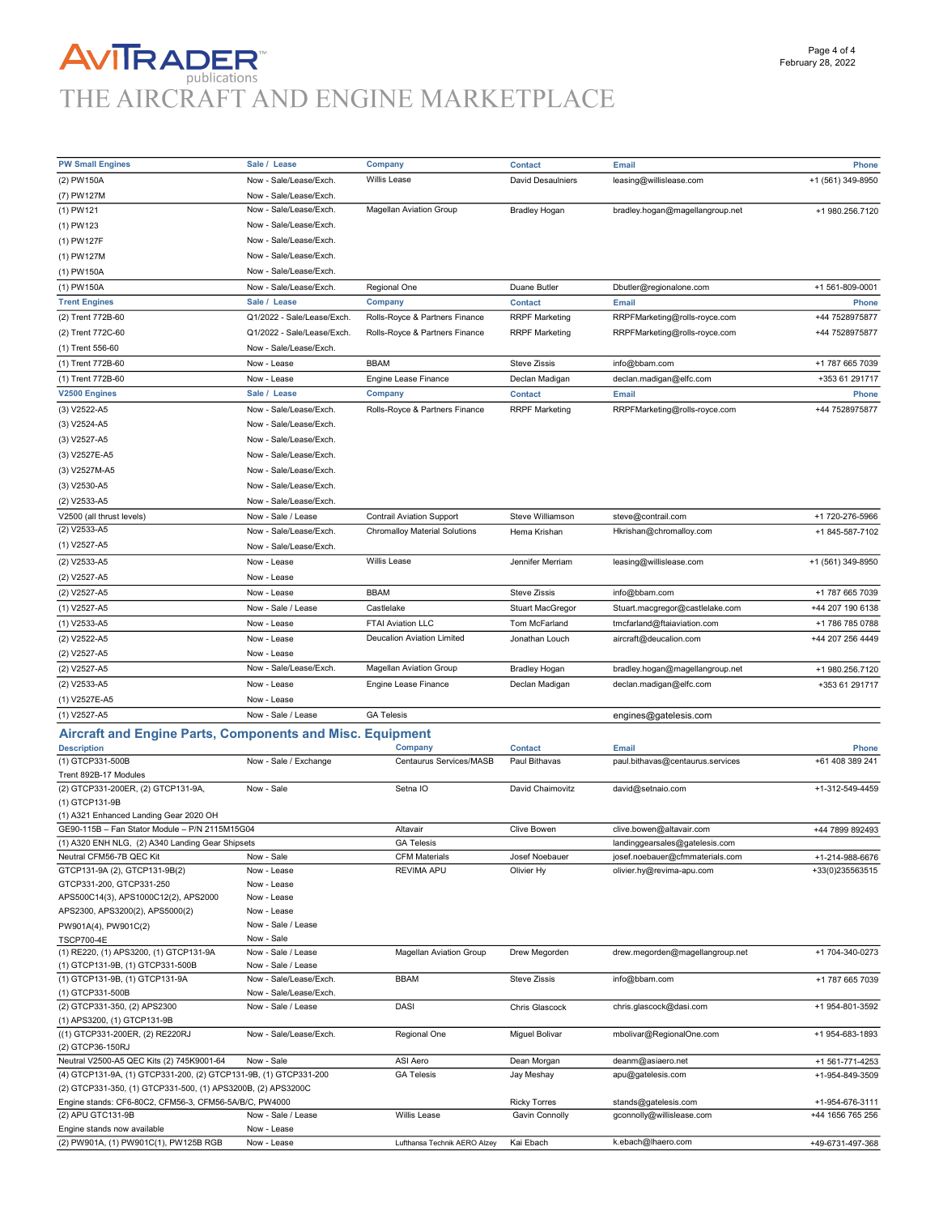# AVITRADER publications
# THE AIRCRAFT AND ENGINE MARKETPLACE

| PW Small Engines | Sale / Lease | Company | Contact | Email | Phone |
|---|---|---|---|---|---|
| (2) PW150A | Now - Sale/Lease/Exch. | Willis Lease | David Desaulniers | leasing@willislease.com | +1 (561) 349-8950 |
| (7) PW127M | Now - Sale/Lease/Exch. | | | | |
| (1) PW121 | Now - Sale/Lease/Exch. | Magellan Aviation Group | Bradley Hogan | bradley.hogan@magellangroup.net | +1 980.256.7120 |
| (1) PW123 | Now - Sale/Lease/Exch. | | | | |
| (1) PW127F | Now - Sale/Lease/Exch. | | | | |
| (1) PW127M | Now - Sale/Lease/Exch. | | | | |
| (1) PW150A | Now - Sale/Lease/Exch. | | | | |
| (1) PW150A | Now - Sale/Lease/Exch. | Regional One | Duane Butler | Dbutler@regionalone.com | +1 561-809-0001 |
| **Trent Engines** | **Sale / Lease** | **Company** | **Contact** | **Email** | **Phone** |
| (2) Trent 772B-60 | Q1/2022 - Sale/Lease/Exch. | Rolls-Royce & Partners Finance | RRPF Marketing | RRPFMarketing@rolls-royce.com | +44 7528975877 |
| (2) Trent 772C-60 | Q1/2022 - Sale/Lease/Exch. | Rolls-Royce & Partners Finance | RRPF Marketing | RRPFMarketing@rolls-royce.com | +44 7528975877 |
| (1) Trent 556-60 | Now - Sale/Lease/Exch. | | | | |
| (1) Trent 772B-60 | Now - Lease | BBAM | Steve Zissis | info@bbam.com | +1 787 665 7039 |
| (1) Trent 772B-60 | Now - Lease | Engine Lease Finance | Declan Madigan | declan.madigan@elfc.com | +353 61 291717 |
| **V2500 Engines** | **Sale / Lease** | **Company** | **Contact** | **Email** | **Phone** |
| (3) V2522-A5 | Now - Sale/Lease/Exch. | Rolls-Royce & Partners Finance | RRPF Marketing | RRPFMarketing@rolls-royce.com | +44 7528975877 |
| (3) V2524-A5 | Now - Sale/Lease/Exch. | | | | |
| (3) V2527-A5 | Now - Sale/Lease/Exch. | | | | |
| (3) V2527E-A5 | Now - Sale/Lease/Exch. | | | | |
| (3) V2527M-A5 | Now - Sale/Lease/Exch. | | | | |
| (3) V2530-A5 | Now - Sale/Lease/Exch. | | | | |
| (2) V2533-A5 | Now - Sale/Lease/Exch. | | | | |
| V2500 (all thrust levels) | Now - Sale / Lease | Contrail Aviation Support | Steve Williamson | steve@contrail.com | +1 720-276-5966 |
| (2) V2533-A5 | Now - Sale/Lease/Exch. | Chromalloy Material Solutions | Hema Krishan | Hkrishan@chromalloy.com | +1 845-587-7102 |
| (1) V2527-A5 | Now - Sale/Lease/Exch. | | | | |
| (2) V2533-A5 | Now - Lease | Willis Lease | Jennifer Merriam | leasing@willislease.com | +1 (561) 349-8950 |
| (2) V2527-A5 | Now - Lease | | | | |
| (2) V2527-A5 | Now - Lease | BBAM | Steve Zissis | info@bbam.com | +1 787 665 7039 |
| (1) V2527-A5 | Now - Sale / Lease | Castlelake | Stuart MacGregor | Stuart.macgregor@castlelake.com | +44 207 190 6138 |
| (1) V2533-A5 | Now - Lease | FTAI Aviation LLC | Tom McFarland | tmcfarland@ftaiaviation.com | +1 786 785 0788 |
| (2) V2522-A5 | Now - Lease | Deucalion Aviation Limited | Jonathan Louch | aircraft@deucalion.com | +44 207 256 4449 |
| (2) V2527-A5 | Now - Lease | | | | |
| (2) V2527-A5 | Now - Sale/Lease/Exch. | Magellan Aviation Group | Bradley Hogan | bradley.hogan@magellangroup.net | +1 980.256.7120 |
| (2) V2533-A5 | Now - Lease | Engine Lease Finance | Declan Madigan | declan.madigan@elfc.com | +353 61 291717 |
| (1) V2527E-A5 | Now - Lease | | | | |
| (1) V2527-A5 | Now - Sale / Lease | GA Telesis | | engines@gatelesis.com | |

## Aircraft and Engine Parts, Components and Misc. Equipment

| Description | | Company | Contact | Email | Phone |
|---|---|---|---|---|---|
| (1) GTCP331-500B | Now - Sale / Exchange | Centaurus Services/MASB | Paul Bithavas | paul.bithavas@centaurus.services | +61 408 389 241 |
| Trent 892B-17 Modules | | | | | |
| (2) GTCP331-200ER, (2) GTCP131-9A, | Now - Sale | Setna IO | David Chaimovitz | david@setnaio.com | +1-312-549-4459 |
| (1) GTCP131-9B | | | | | |
| (1) A321 Enhanced Landing Gear 2020 OH | | | | | |
| GE90-115B – Fan Stator Module – P/N 2115M15G04 | | Altavair | Clive Bowen | clive.bowen@altavair.com | +44 7899 892493 |
| (1) A320 ENH NLG, (2) A340 Landing Gear Shipsets | | GA Telesis | | landinggearsales@gatelesis.com | |
| Neutral CFM56-7B QEC Kit | Now - Sale | CFM Materials | Josef Noebauer | josef.noebauer@cfmmaterials.com | +1-214-988-6676 |
| GTCP131-9A (2), GTCP131-9B(2) | Now - Lease | REVIMA APU | Olivier Hy | olivier.hy@revima-apu.com | +33(0)235563515 |
| GTCP331-200, GTCP331-250 | Now - Lease | | | | |
| APS500C14(3), APS1000C12(2), APS2000 | Now - Lease | | | | |
| APS2300, APS3200(2), APS5000(2) | Now - Lease | | | | |
| PW901A(4), PW901C(2) | Now - Sale / Lease | | | | |
| TSCP700-4E | Now - Sale | | | | |
| (1) RE220, (1) APS3200, (1) GTCP131-9A | Now - Sale / Lease | Magellan Aviation Group | Drew Megorden | drew.megorden@magellangroup.net | +1 704-340-0273 |
| (1) GTCP131-9B, (1) GTCP331-500B | Now - Sale / Lease | | | | |
| (1) GTCP131-9B, (1) GTCP131-9A | Now - Sale/Lease/Exch. | BBAM | Steve Zissis | info@bbam.com | +1 787 665 7039 |
| (1) GTCP331-500B | Now - Sale/Lease/Exch. | | | | |
| (2) GTCP331-350, (2) APS2300 | Now - Sale / Lease | DASI | Chris Glascock | chris.glascock@dasi.com | +1 954-801-3592 |
| (1) APS3200, (1) GTCP131-9B | | | | | |
| ((1) GTCP331-200ER, (2) RE220RJ | Now - Sale/Lease/Exch. | Regional One | Miguel Bolivar | mbolivar@RegionalOne.com | +1 954-683-1893 |
| (2) GTCP36-150RJ | | | | | |
| Neutral V2500-A5 QEC Kits (2) 745K9001-64 | Now - Sale | ASI Aero | Dean Morgan | deanm@asiaero.net | +1 561-771-4253 |
| (4) GTCP131-9A, (1) GTCP331-200, (2) GTCP131-9B, (1) GTCP331-200 | | GA Telesis | Jay Meshay | apu@gatelesis.com | +1-954-849-3509 |
| (2) GTCP331-350, (1) GTCP331-500, (1) APS3200B, (2) APS3200C | | | | | |
| Engine stands: CF6-80C2, CFM56-3, CFM56-5A/B/C, PW4000 | | | Ricky Torres | stands@gatelesis.com | +1-954-676-3111 |
| (2) APU GTC131-9B | Now - Sale / Lease | Willis Lease | Gavin Connolly | gconnolly@willislease.com | +44 1656 765 256 |
| Engine stands now available | Now - Lease | | | | |
| (2) PW901A, (1) PW901C(1), PW125B RGB | Now - Lease | Lufthansa Technik AERO Alzey | Kai Ebach | k.ebach@lhaero.com | +49-6731-497-368 |